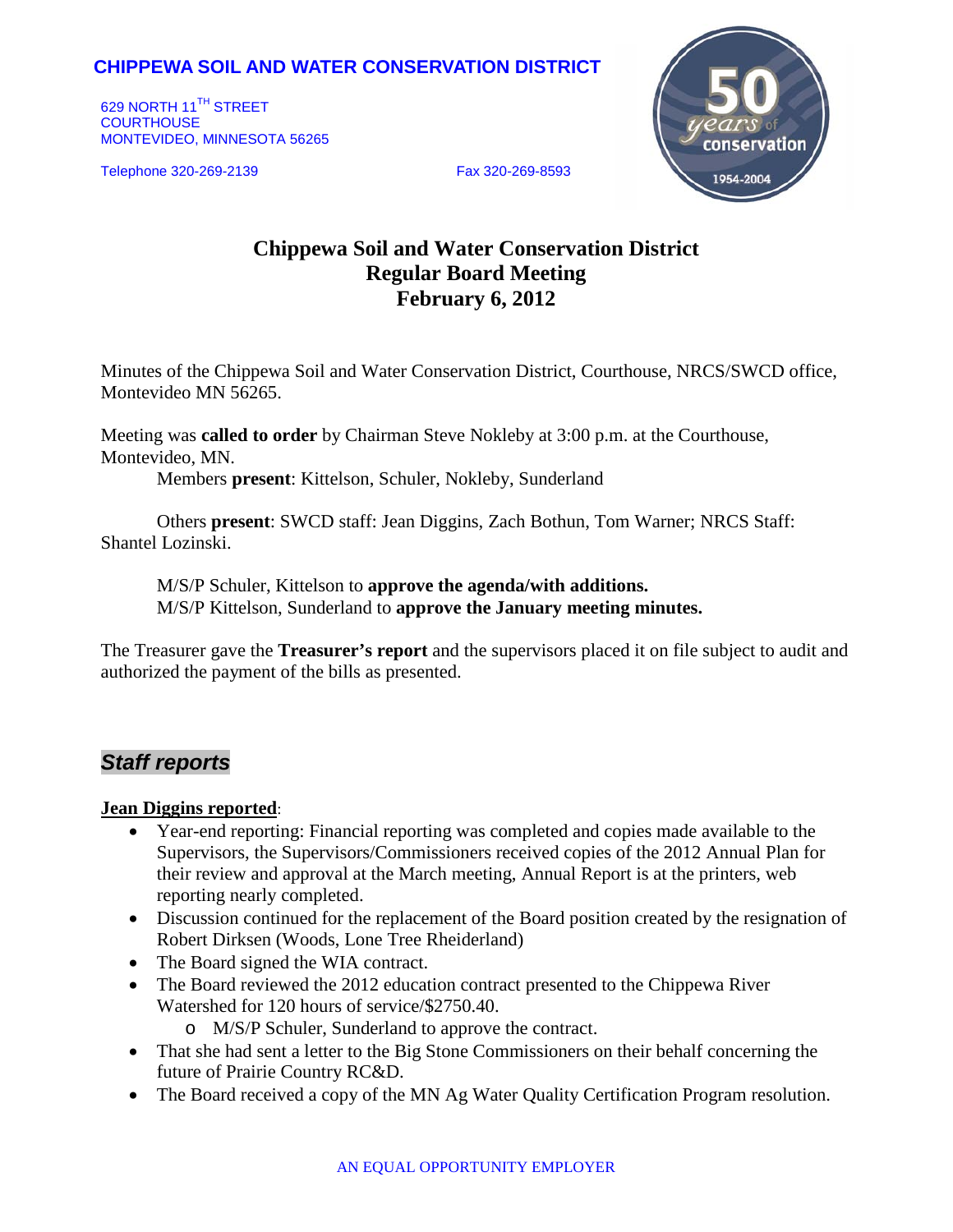**CHIPPEWA SOIL AND WATER CONSERVATION DISTRICT**

629 NORTH 11TH STREET
COURTHOUSE
MONTEVIDEO, MINNESOTA 56265

Telephone 320-269-2139 Fax 320-269-8593

# Chippewa Soil and Water Conservation District
# Regular Board Meeting
# February 6, 2012

Minutes of the Chippewa Soil and Water Conservation District, Courthouse, NRCS/SWCD office, Montevideo MN 56265.

Meeting was **called to order** by Chairman Steve Nokleby at 3:00 p.m. at the Courthouse, Montevideo, MN.

Members **present**: Kittelson, Schuler, Nokleby, Sunderland

Others **present**: SWCD staff: Jean Diggins, Zach Bothun, Tom Warner; NRCS Staff: Shantel Lozinski.

M/S/P Schuler, Kittelson to **approve the agenda/with additions.**
M/S/P Kittelson, Sunderland to **approve the January meeting minutes.**

The Treasurer gave the **Treasurer's report** and the supervisors placed it on file subject to audit and authorized the payment of the bills as presented.

## *Staff reports*

**Jean Diggins reported**:

- Year-end reporting: Financial reporting was completed and copies made available to the Supervisors, the Supervisors/Commissioners received copies of the 2012 Annual Plan for their review and approval at the March meeting, Annual Report is at the printers, web reporting nearly completed.
- Discussion continued for the replacement of the Board position created by the resignation of Robert Dirksen (Woods, Lone Tree Rheiderland)
- The Board signed the WIA contract.
- The Board reviewed the 2012 education contract presented to the Chippewa River Watershed for 120 hours of service/$2750.40.
  - M/S/P Schuler, Sunderland to approve the contract.
- That she had sent a letter to the Big Stone Commissioners on their behalf concerning the future of Prairie Country RC&D.
- The Board received a copy of the MN Ag Water Quality Certification Program resolution.

AN EQUAL OPPORTUNITY EMPLOYER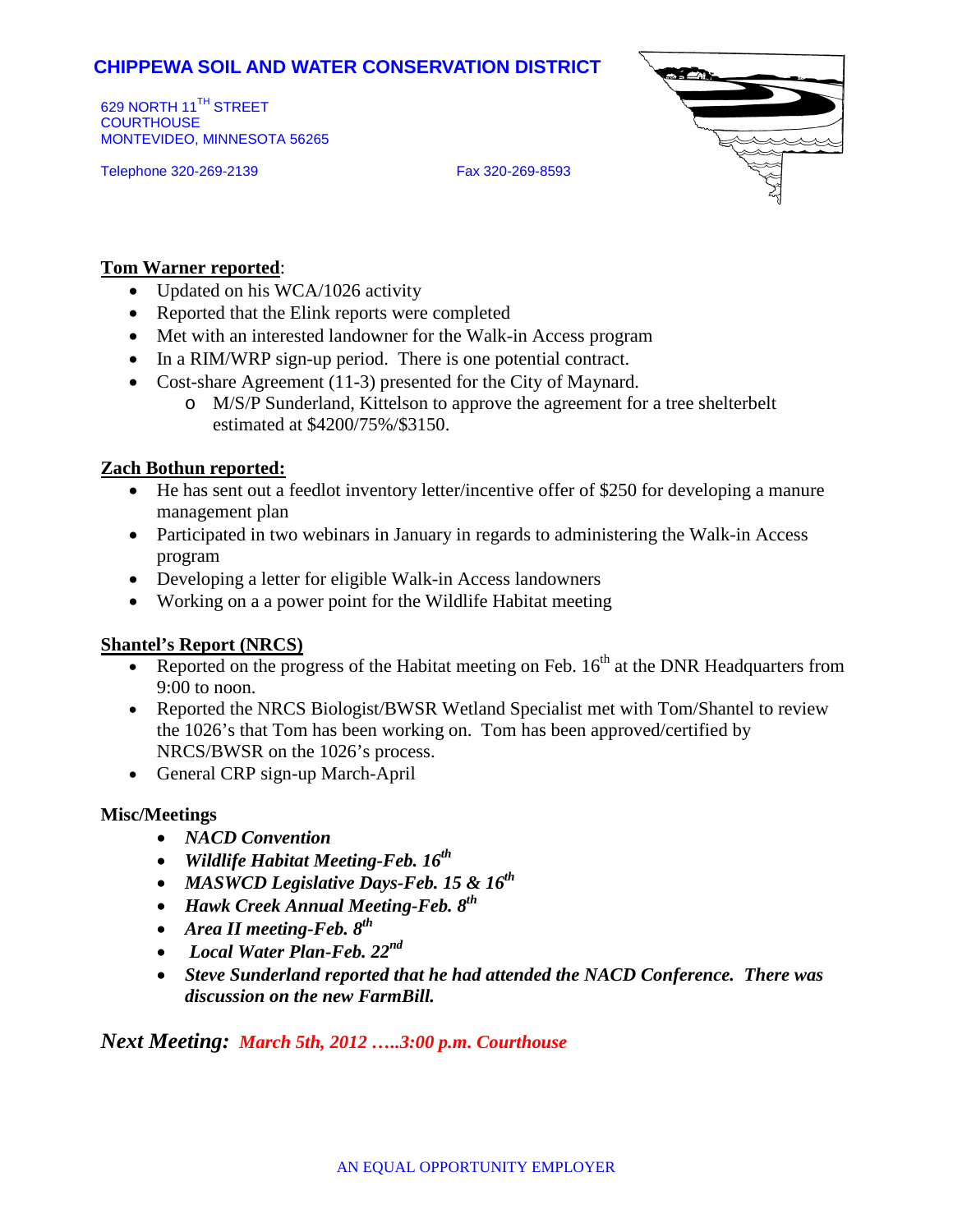**CHIPPEWA SOIL AND WATER CONSERVATION DISTRICT**

629 NORTH 11TH STREET
COURTHOUSE
MONTEVIDEO, MINNESOTA 56265

Telephone 320-269-2139 Fax 320-269-8593

**Tom Warner reported**:

- Updated on his WCA/1026 activity
- Reported that the Elink reports were completed
- Met with an interested landowner for the Walk-in Access program
- In a RIM/WRP sign-up period. There is one potential contract.
- Cost-share Agreement (11-3) presented for the City of Maynard.
  - M/S/P Sunderland, Kittelson to approve the agreement for a tree shelterbelt estimated at $4200/75%/$3150.

**Zach Bothun reported:**

- He has sent out a feedlot inventory letter/incentive offer of $250 for developing a manure management plan
- Participated in two webinars in January in regards to administering the Walk-in Access program
- Developing a letter for eligible Walk-in Access landowners
- Working on a a power point for the Wildlife Habitat meeting

**Shantel's Report (NRCS)**

- Reported on the progress of the Habitat meeting on Feb. 16th at the DNR Headquarters from 9:00 to noon.
- Reported the NRCS Biologist/BWSR Wetland Specialist met with Tom/Shantel to review the 1026's that Tom has been working on. Tom has been approved/certified by NRCS/BWSR on the 1026's process.
- General CRP sign-up March-April

**Misc/Meetings**

- ***NACD Convention***
- ***Wildlife Habitat Meeting-Feb. 16th***
- ***MASWCD Legislative Days-Feb. 15 & 16th***
- ***Hawk Creek Annual Meeting-Feb. 8th***
- ***Area II meeting-Feb. 8th***
- ***Local Water Plan-Feb. 22nd***
- ***Steve Sunderland reported that he had attended the NACD Conference. There was discussion on the new FarmBill.***

***Next Meeting:*** ***March 5th, 2012 …..3:00 p.m. Courthouse***

AN EQUAL OPPORTUNITY EMPLOYER